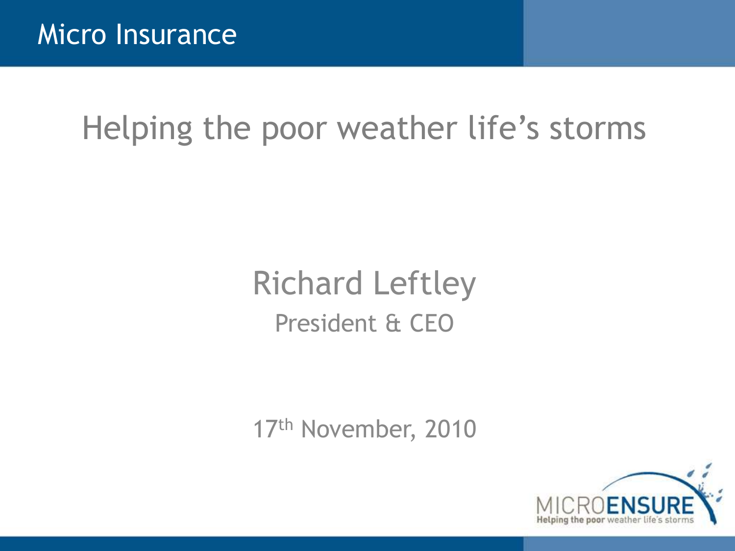# Micro Insurance

## Helping the poor weather life's storms

Richard Leftley

President & CEO

17th November, 2010

MICROENSURE

Helping the poor weather life's storms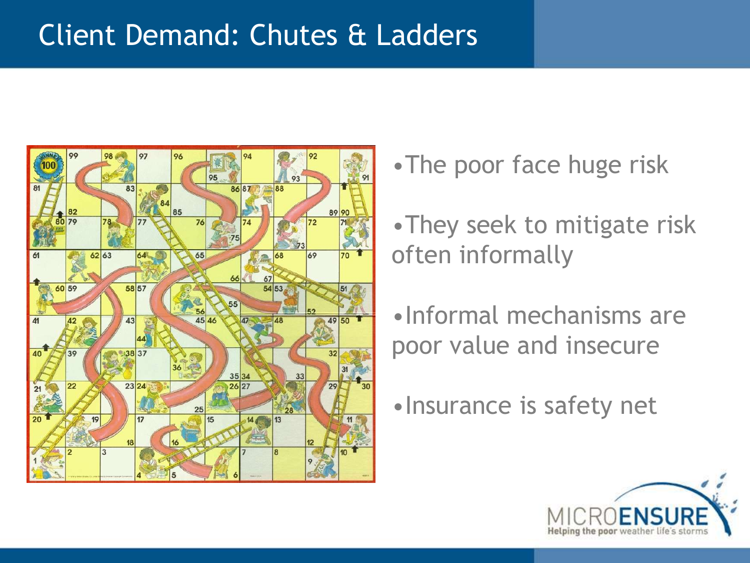# Client Demand: Chutes & Ladders

- The poor face huge risk
- They seek to mitigate risk often informally
- Informal mechanisms are poor value and insecure
- Insurance is safety net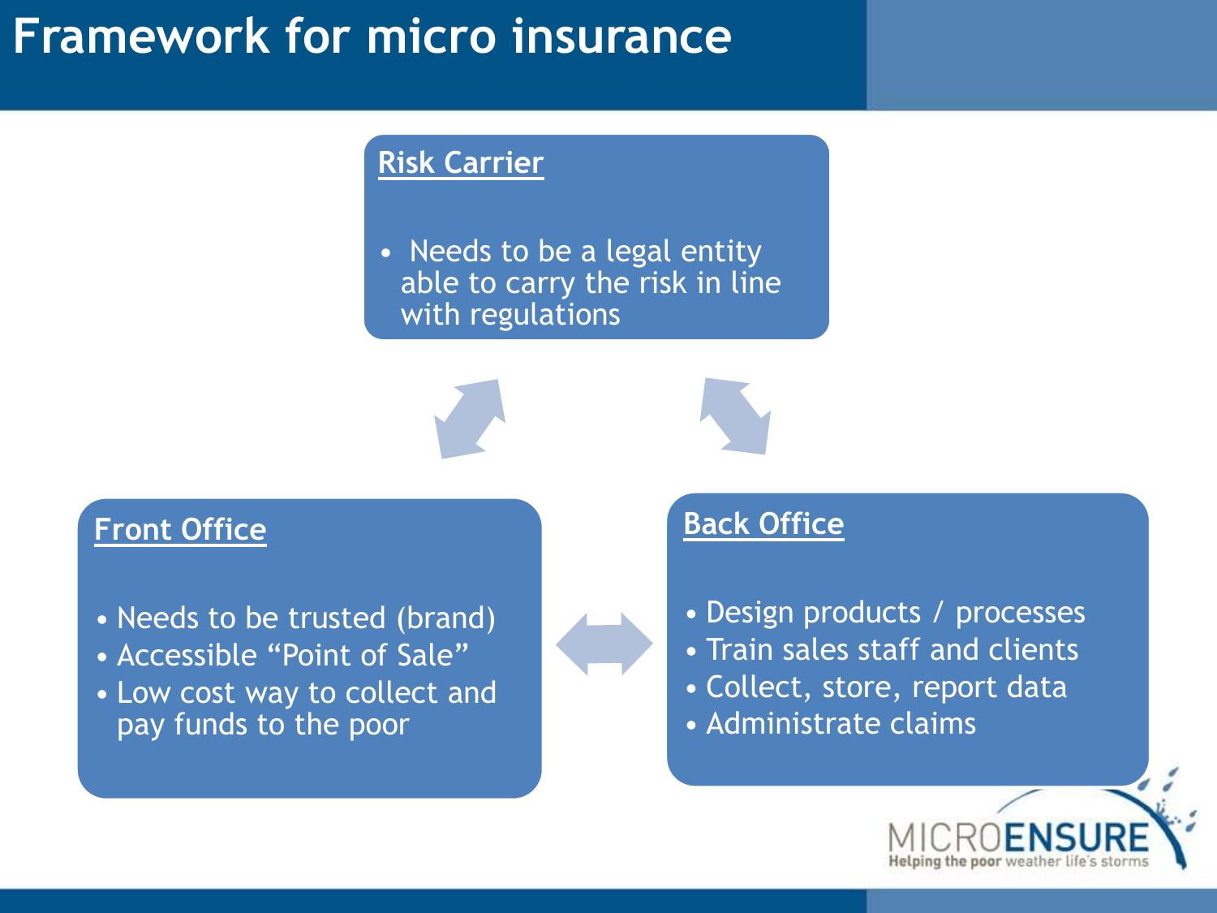# Framework for micro insurance

### Risk Carrier

- Needs to be a legal entity able to carry the risk in line with regulations

### Front Office

- Needs to be trusted (brand)
- Accessible “Point of Sale”
- Low cost way to collect and pay funds to the poor

### Back Office

- Design products / processes
- Train sales staff and clients
- Collect, store, report data
- Administrate claims

MICROENSURE
Helping the poor weather life's storms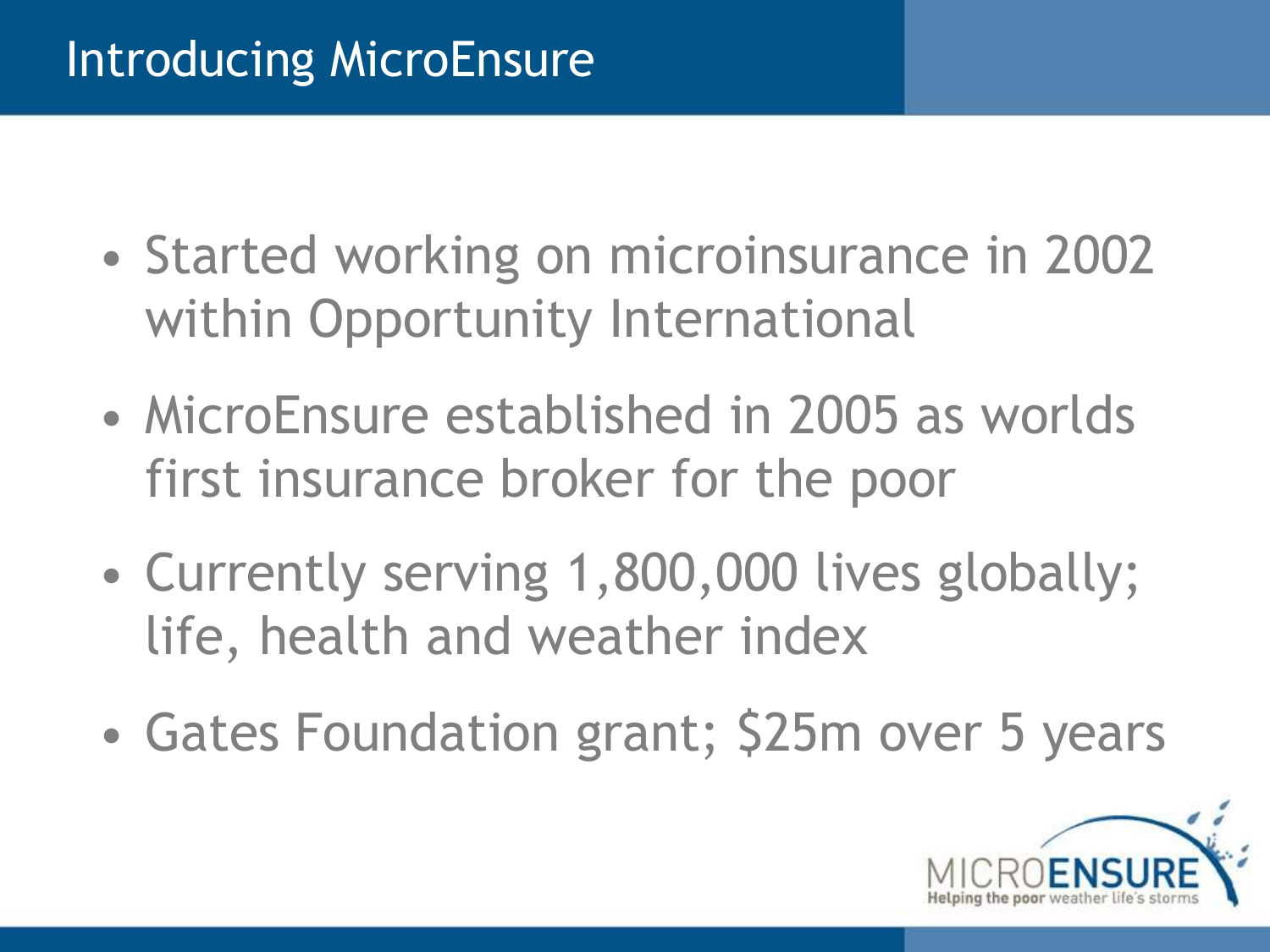# Introducing MicroEnsure

- Started working on microinsurance in 2002 within Opportunity International
- MicroEnsure established in 2005 as worlds first insurance broker for the poor
- Currently serving 1,800,000 lives globally; life, health and weather index
- Gates Foundation grant; $25m over 5 years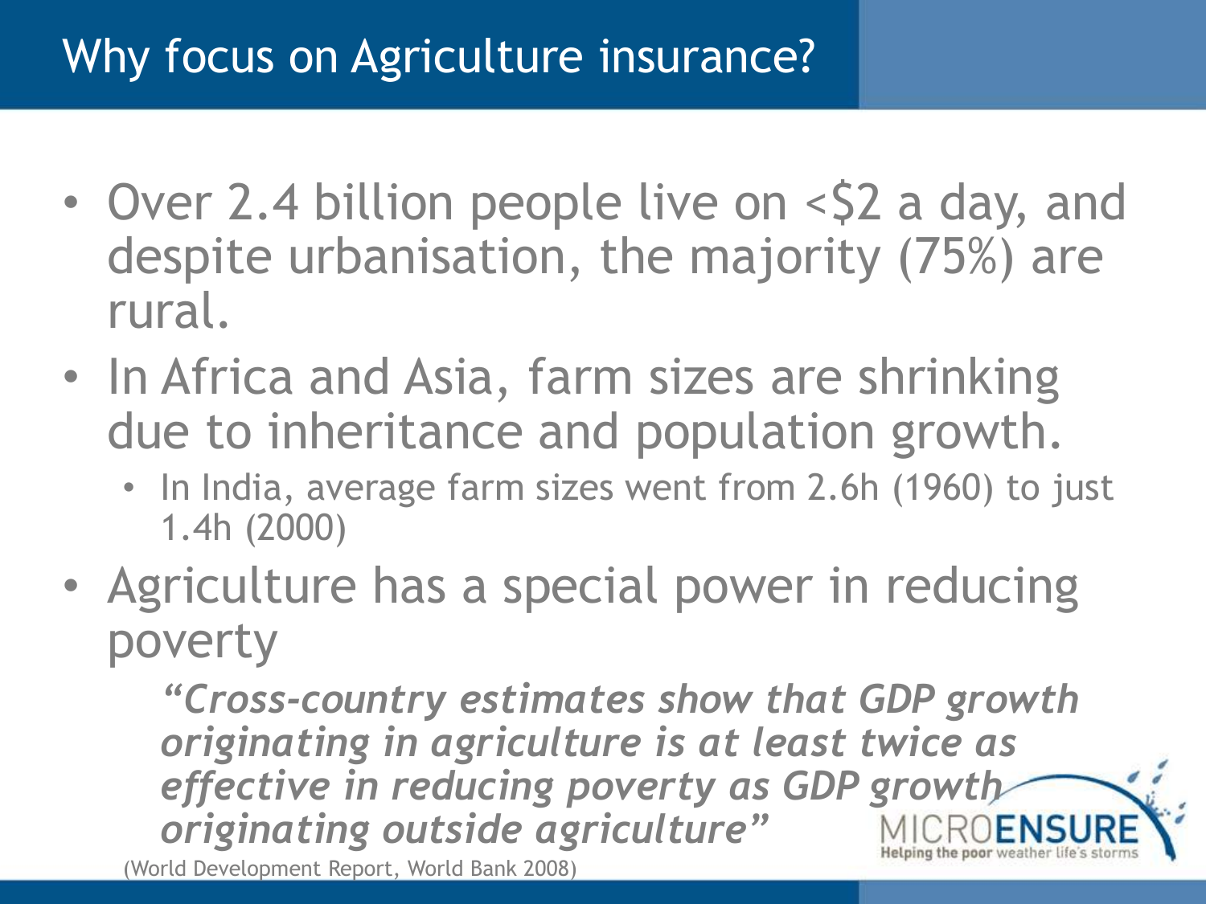# Why focus on Agriculture insurance?

- Over 2.4 billion people live on <$2 a day, and despite urbanisation, the majority (75%) are rural.
- In Africa and Asia, farm sizes are shrinking due to inheritance and population growth.
  - In India, average farm sizes went from 2.6h (1960) to just 1.4h (2000)
- Agriculture has a special power in reducing poverty

  ***"Cross-country estimates show that GDP growth originating in agriculture is at least twice as effective in reducing poverty as GDP growth originating outside agriculture"***

(World Development Report, World Bank 2008)

MICROENSURE
Helping the poor weather life's storms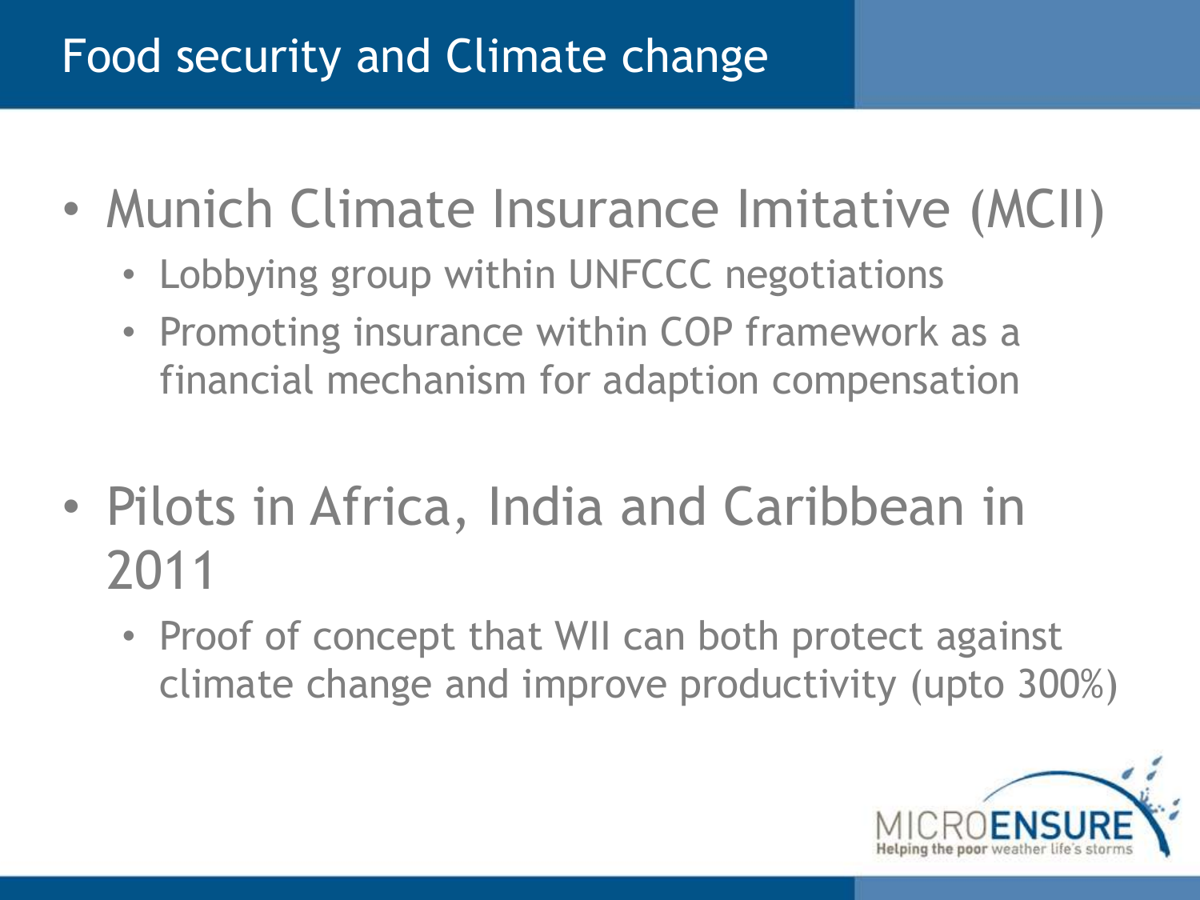# Food security and Climate change

- Munich Climate Insurance Imitative (MCII)
  - Lobbying group within UNFCCC negotiations
  - Promoting insurance within COP framework as a financial mechanism for adaption compensation
- Pilots in Africa, India and Caribbean in 2011
  - Proof of concept that WII can both protect against climate change and improve productivity (upto 300%)

MICROENSURE
Helping the poor weather life's storms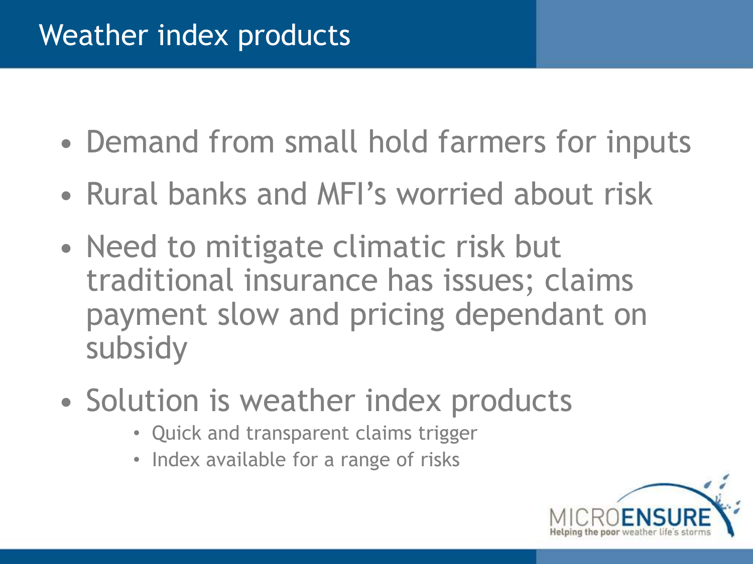# Weather index products

- Demand from small hold farmers for inputs
- Rural banks and MFI's worried about risk
- Need to mitigate climatic risk but traditional insurance has issues; claims payment slow and pricing dependant on subsidy
- Solution is weather index products
  - Quick and transparent claims trigger
  - Index available for a range of risks

MICROENSURE
Helping the poor weather life's storms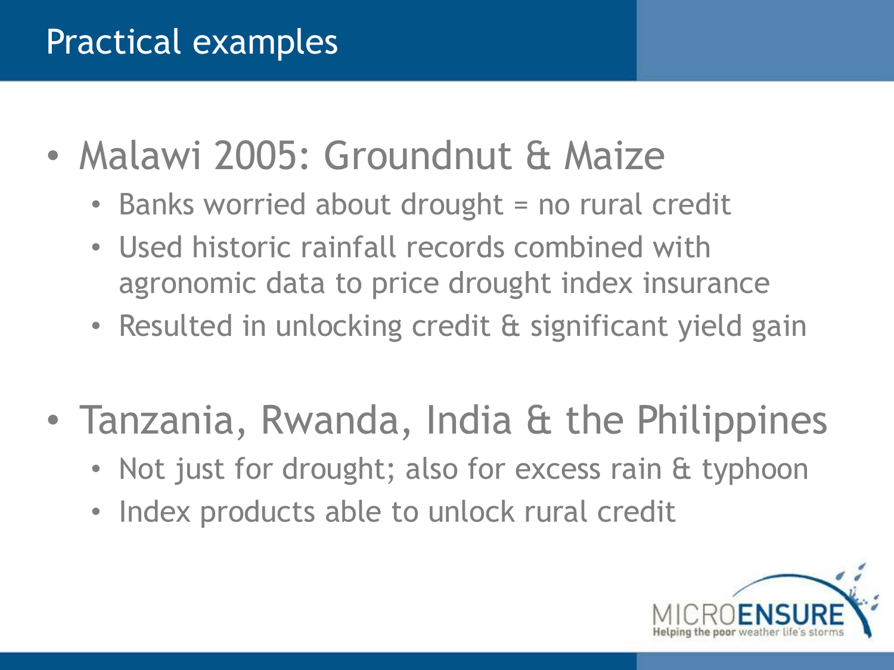# Practical examples

- Malawi 2005: Groundnut & Maize
  - Banks worried about drought = no rural credit
  - Used historic rainfall records combined with agronomic data to price drought index insurance
  - Resulted in unlocking credit & significant yield gain
- Tanzania, Rwanda, India & the Philippines
  - Not just for drought; also for excess rain & typhoon
  - Index products able to unlock rural credit

MICROENSURE
Helping the poor weather life's storms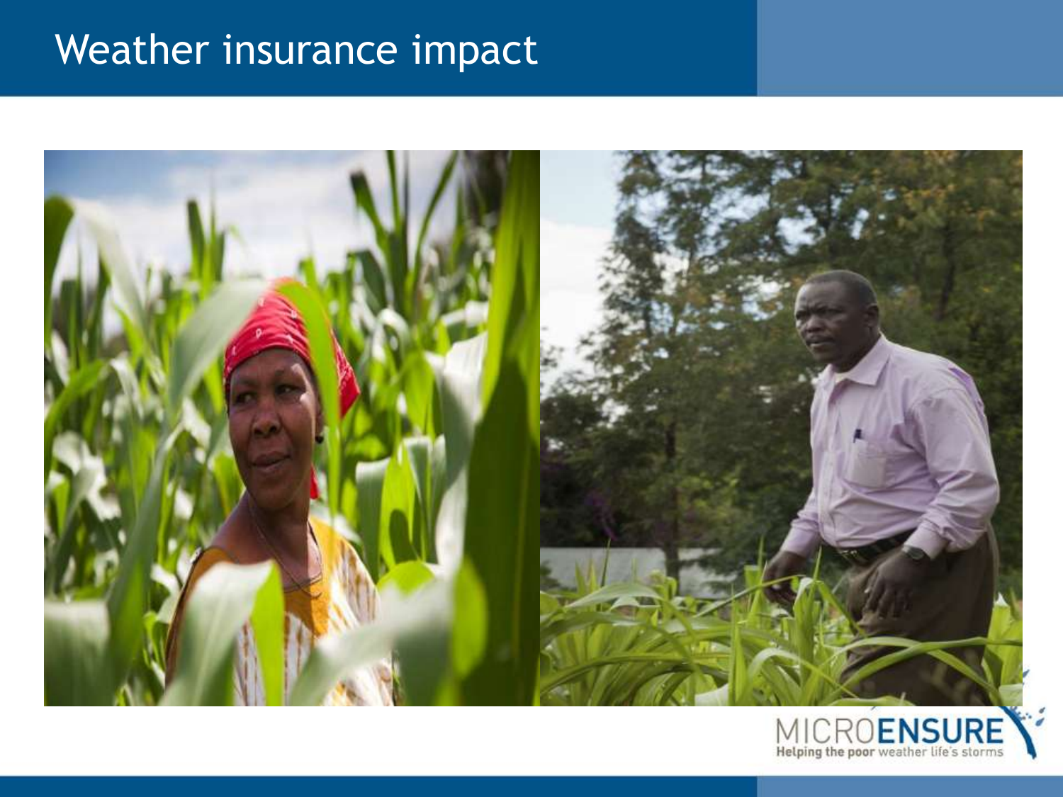# Weather insurance impact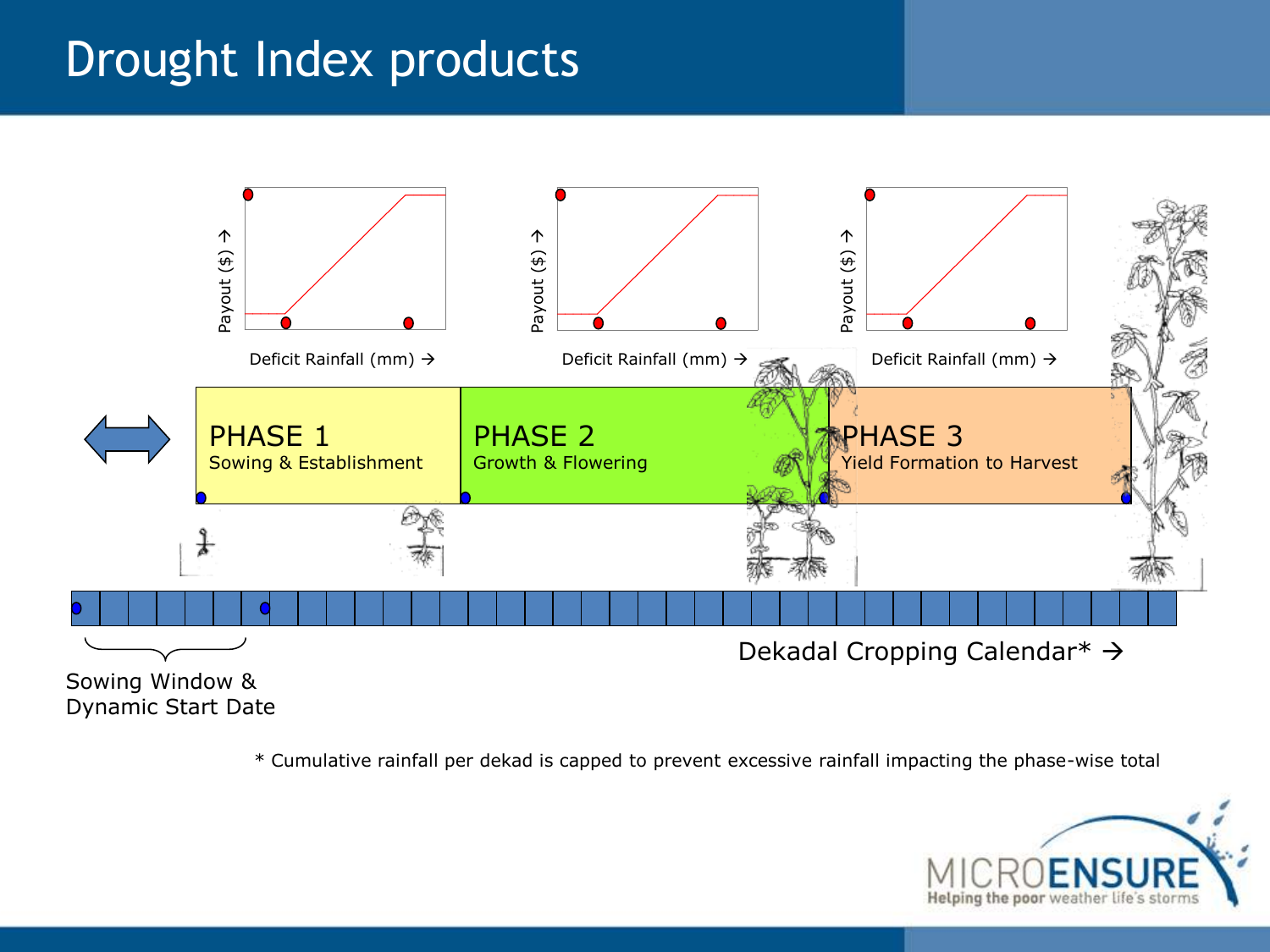# Drought Index products

Payout ($) →

Deficit Rainfall (mm) →

Payout ($) →

Deficit Rainfall (mm) →

Payout ($) →

Deficit Rainfall (mm) →

PHASE 1
Sowing & Establishment

PHASE 2
Growth & Flowering

PHASE 3
Yield Formation to Harvest

Sowing Window &
Dynamic Start Date

Dekadal Cropping Calendar* →

* Cumulative rainfall per dekad is capped to prevent excessive rainfall impacting the phase-wise total

MICROENSURE
Helping the poor weather life's storms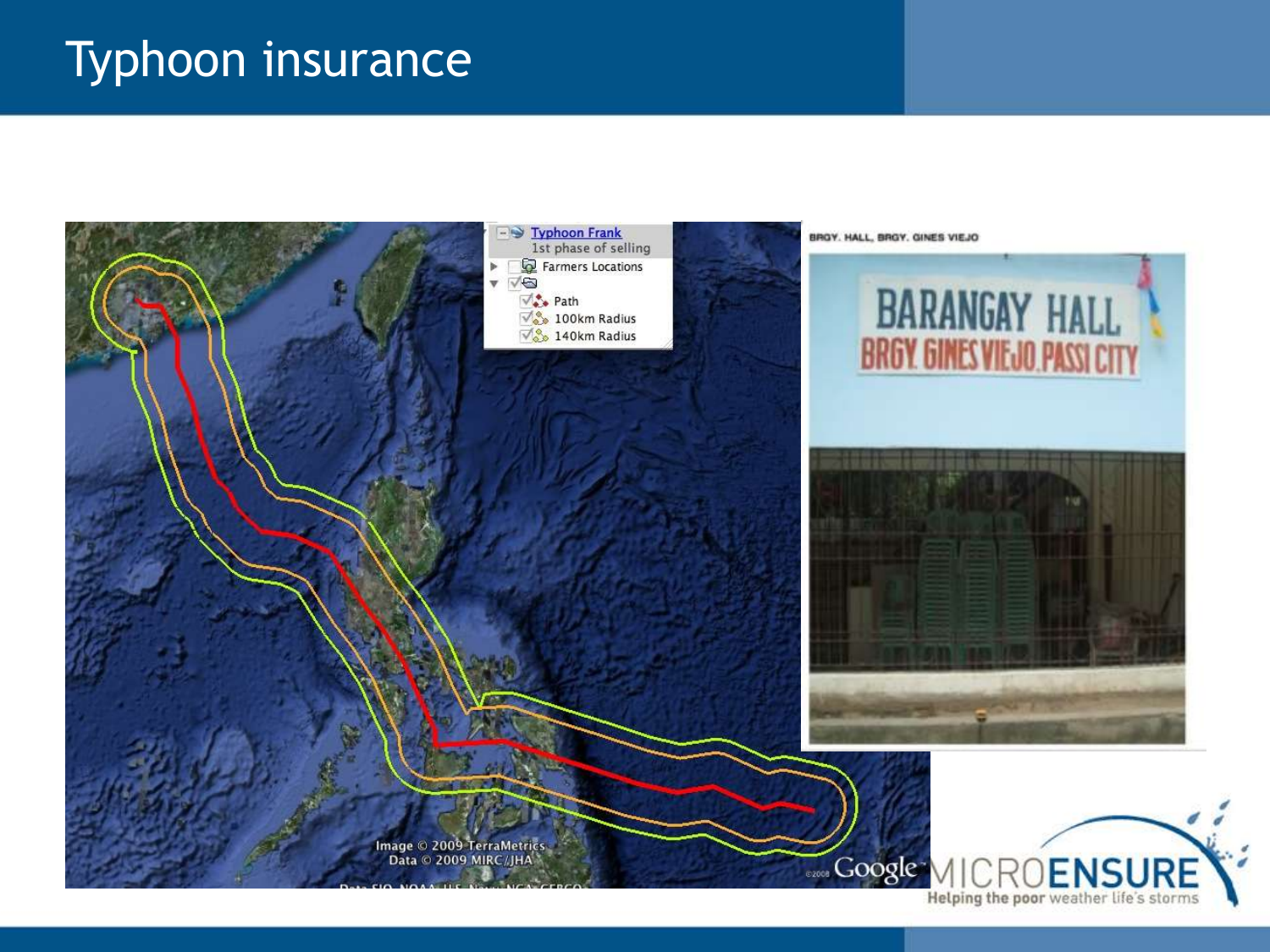# Typhoon insurance

Typhoon Frank
1st phase of selling
Farmers Locations
Path
100km Radius
140km Radius

Image © 2009 TerraMetrics
Data © 2009 MIRC/JHA

BRGY. HALL, BRGY. GINES VIEJO

BARANGAY HALL
BRGY GINES VIEJO PASSI CITY

MICROENSURE
Helping the poor weather life's storms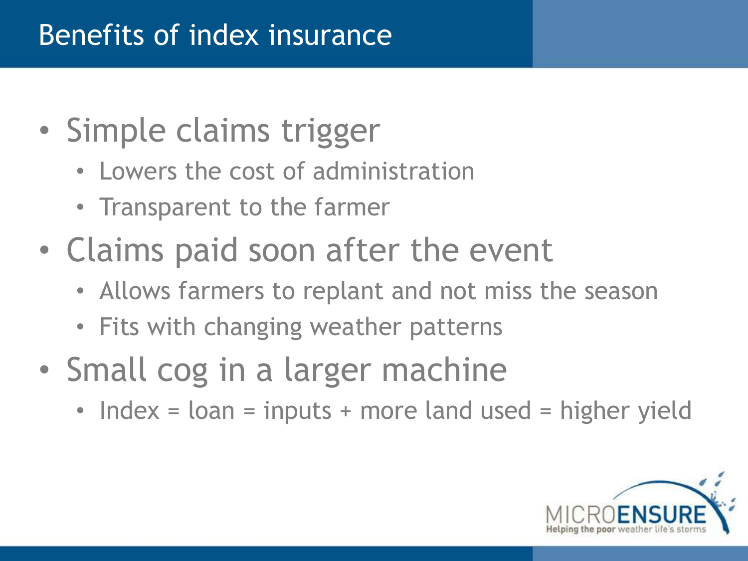# Benefits of index insurance

- Simple claims trigger
  - Lowers the cost of administration
  - Transparent to the farmer
- Claims paid soon after the event
  - Allows farmers to replant and not miss the season
  - Fits with changing weather patterns
- Small cog in a larger machine
  - Index = loan = inputs + more land used = higher yield

MICROENSURE
Helping the poor weather life's storms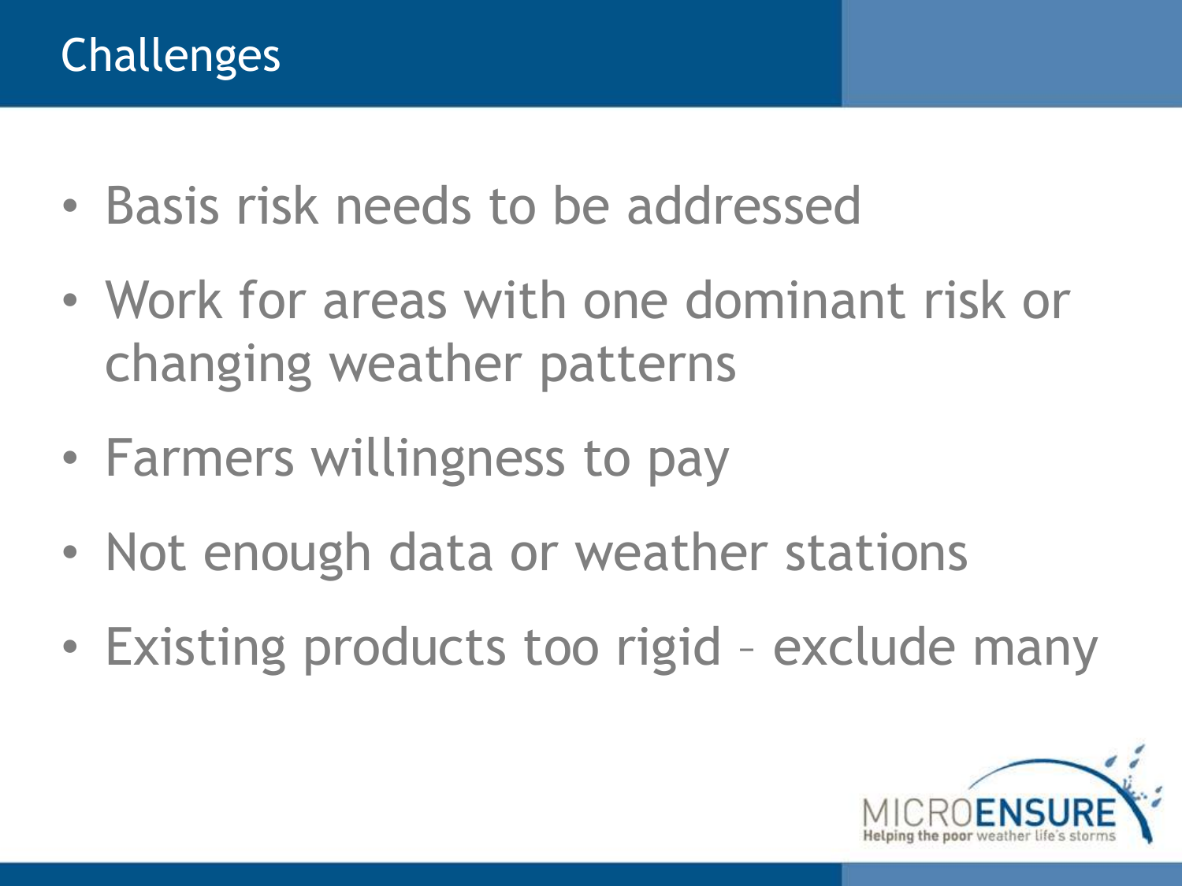# Challenges

- Basis risk needs to be addressed
- Work for areas with one dominant risk or changing weather patterns
- Farmers willingness to pay
- Not enough data or weather stations
- Existing products too rigid – exclude many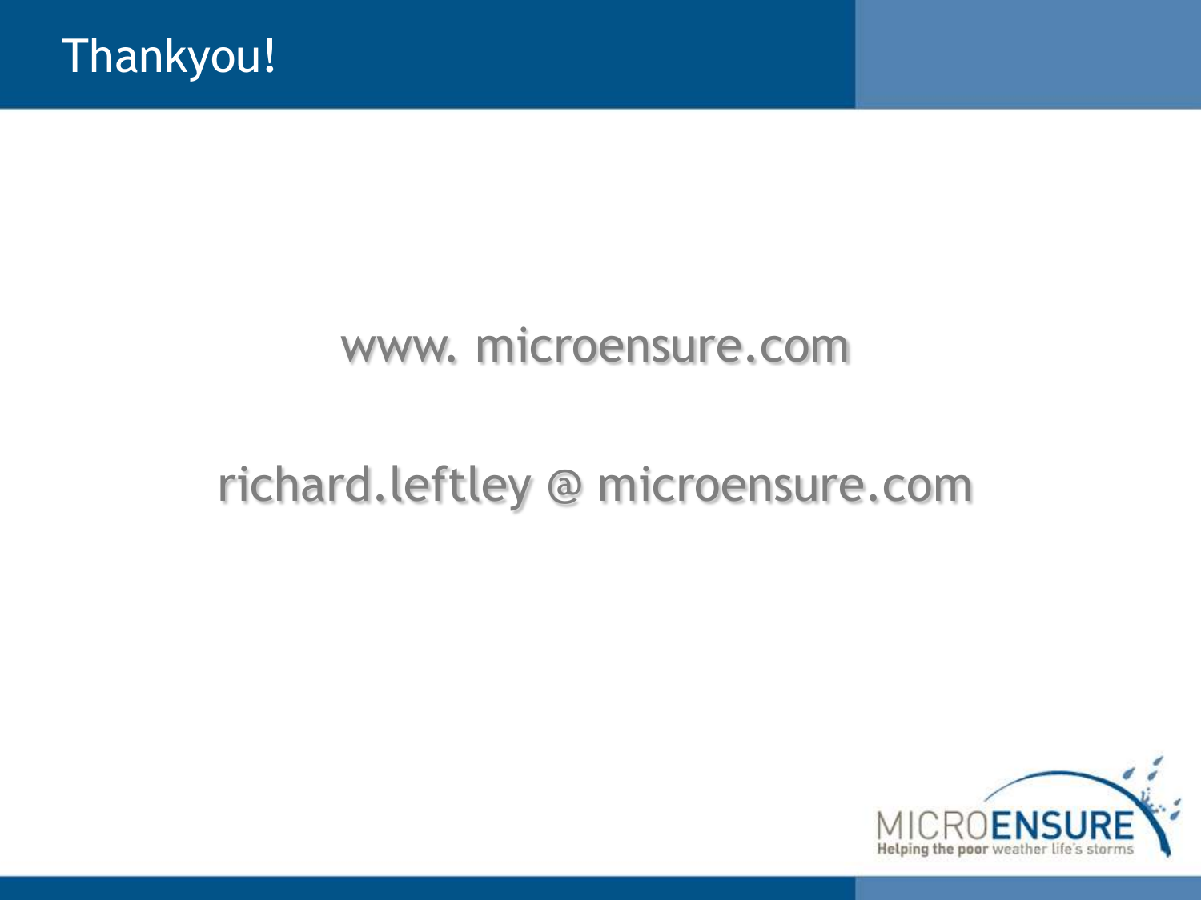# Thankyou!

www. microensure.com

richard.leftley @ microensure.com

MICROENSURE
Helping the poor weather life's storms